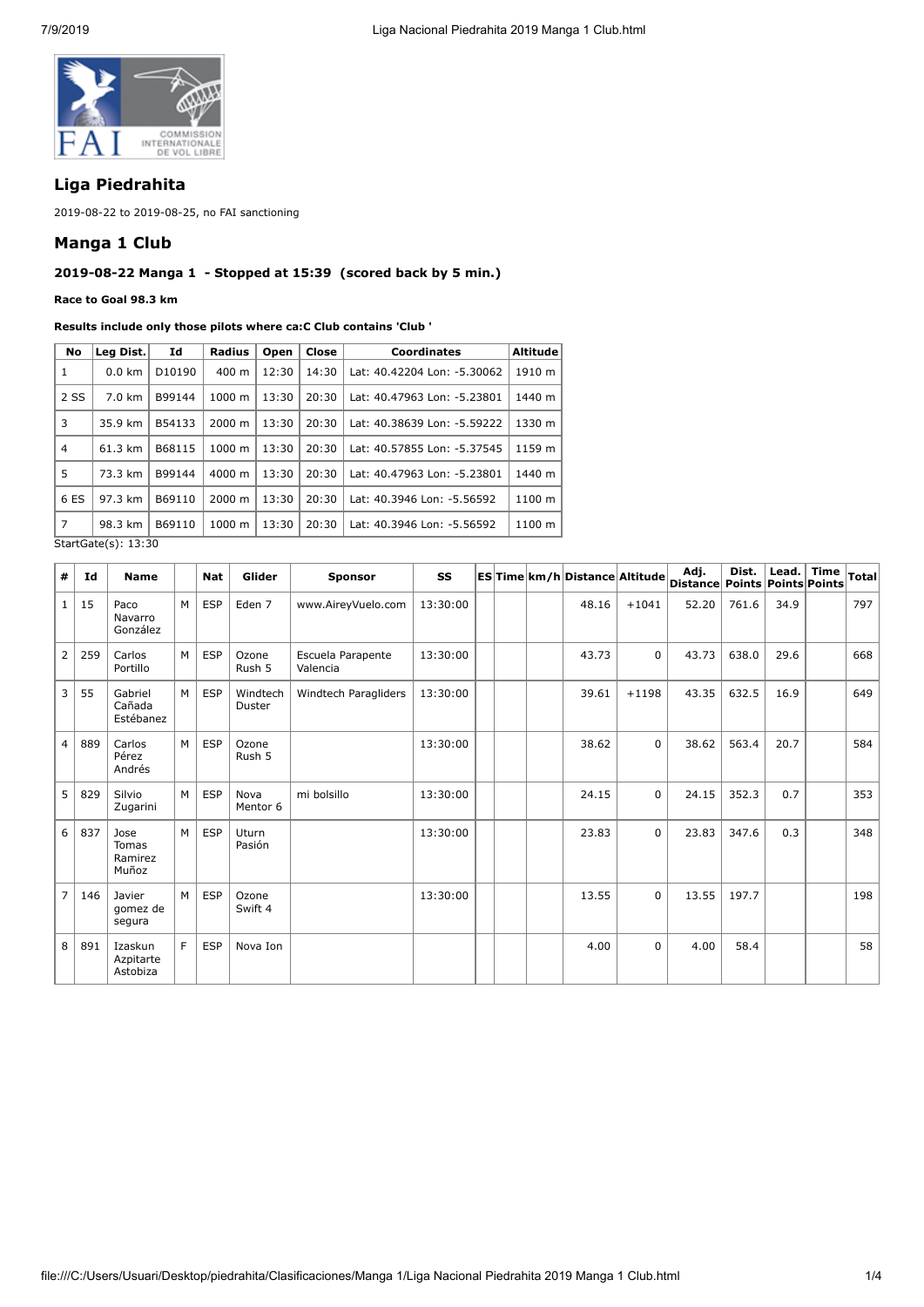## Liga Piedrahita

2019-08-22 to 2019-08-25, no FAI sanctioning

## Manga 1 Club

### 2019-08-22 Manga 1 - Stopped at 15:39 (scored back by 5 min.)

**Race to Goal 98.3 km**

**Results include only those pilots where ca:C Club contains 'Club '**

| No | Leg Dist. | Id | Radius | Open | Close | Coordinates | Altitude |
|---|---|---|---|---|---|---|---|
| 1 | 0.0 km | D10190 | 400 m | 12:30 | 14:30 | Lat: 40.42204 Lon: -5.30062 | 1910 m |
| 2 SS | 7.0 km | B99144 | 1000 m | 13:30 | 20:30 | Lat: 40.47963 Lon: -5.23801 | 1440 m |
| 3 | 35.9 km | B54133 | 2000 m | 13:30 | 20:30 | Lat: 40.38639 Lon: -5.59222 | 1330 m |
| 4 | 61.3 km | B68115 | 1000 m | 13:30 | 20:30 | Lat: 40.57855 Lon: -5.37545 | 1159 m |
| 5 | 73.3 km | B99144 | 4000 m | 13:30 | 20:30 | Lat: 40.47963 Lon: -5.23801 | 1440 m |
| 6 ES | 97.3 km | B69110 | 2000 m | 13:30 | 20:30 | Lat: 40.3946 Lon: -5.56592 | 1100 m |
| 7 | 98.3 km | B69110 | 1000 m | 13:30 | 20:30 | Lat: 40.3946 Lon: -5.56592 | 1100 m |

StartGate(s): 13:30

| # | Id | Name | | Nat | Glider | Sponsor | SS | ES | Time | km/h | Distance | Altitude | Adj. Distance | Dist. Points | Lead. Points | Time Points | Total |
|---|---|---|---|---|---|---|---|---|---|---|---|---|---|---|---|---|---|
| 1 | 15 | Paco Navarro González | M | ESP | Eden 7 | www.AireyVuelo.com | 13:30:00 | | | | 48.16 | +1041 | 52.20 | 761.6 | 34.9 | | 797 |
| 2 | 259 | Carlos Portillo | M | ESP | Ozone Rush 5 | Escuela Parapente Valencia | 13:30:00 | | | | 43.73 | 0 | 43.73 | 638.0 | 29.6 | | 668 |
| 3 | 55 | Gabriel Cañada Estébanez | M | ESP | Windtech Duster | Windtech Paragliders | 13:30:00 | | | | 39.61 | +1198 | 43.35 | 632.5 | 16.9 | | 649 |
| 4 | 889 | Carlos Pérez Andrés | M | ESP | Ozone Rush 5 | | 13:30:00 | | | | 38.62 | 0 | 38.62 | 563.4 | 20.7 | | 584 |
| 5 | 829 | Silvio Zugarini | M | ESP | Nova Mentor 6 | mi bolsillo | 13:30:00 | | | | 24.15 | 0 | 24.15 | 352.3 | 0.7 | | 353 |
| 6 | 837 | Jose Tomas Ramirez Muñoz | M | ESP | Uturn Pasión | | 13:30:00 | | | | 23.83 | 0 | 23.83 | 347.6 | 0.3 | | 348 |
| 7 | 146 | Javier gomez de segura | M | ESP | Ozone Swift 4 | | 13:30:00 | | | | 13.55 | 0 | 13.55 | 197.7 | | | 198 |
| 8 | 891 | Izaskun Azpitarte Astobiza | F | ESP | Nova Ion | | | | | | 4.00 | 0 | 4.00 | 58.4 | | | 58 |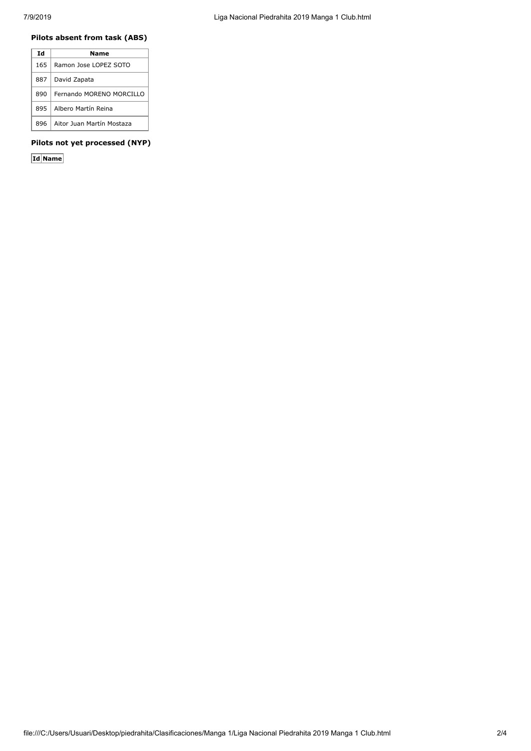### Pilots absent from task (ABS)

| Id | Name |
|---|---|
| 165 | Ramon Jose LOPEZ SOTO |
| 887 | David Zapata |
| 890 | Fernando MORENO MORCILLO |
| 895 | Albero Martín Reina |
| 896 | Aitor Juan Martín Mostaza |

### Pilots not yet processed (NYP)

| Id | Name |
|---|---|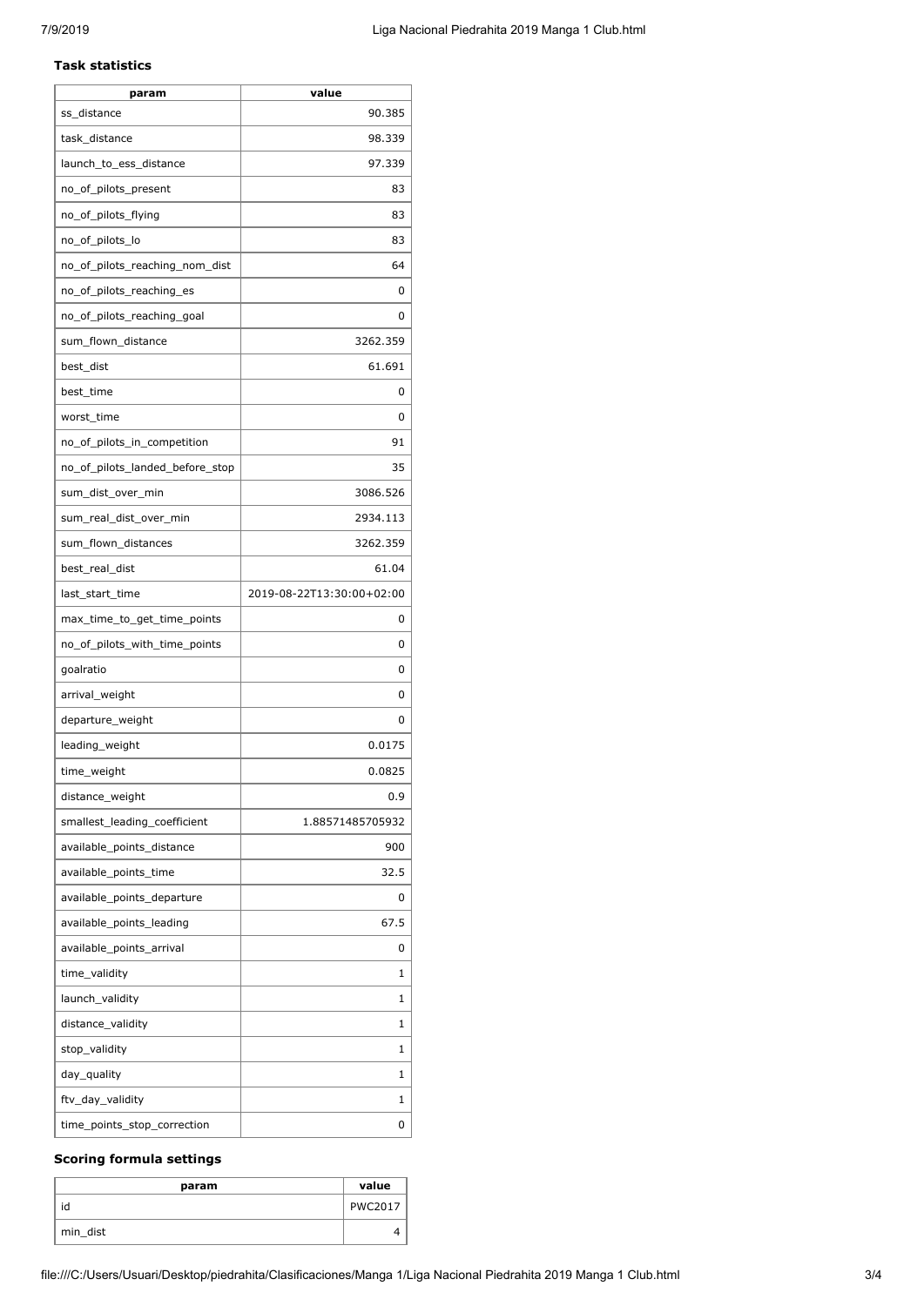### Task statistics

| param | value |
|---|---|
| ss_distance | 90.385 |
| task_distance | 98.339 |
| launch_to_ess_distance | 97.339 |
| no_of_pilots_present | 83 |
| no_of_pilots_flying | 83 |
| no_of_pilots_lo | 83 |
| no_of_pilots_reaching_nom_dist | 64 |
| no_of_pilots_reaching_es | 0 |
| no_of_pilots_reaching_goal | 0 |
| sum_flown_distance | 3262.359 |
| best_dist | 61.691 |
| best_time | 0 |
| worst_time | 0 |
| no_of_pilots_in_competition | 91 |
| no_of_pilots_landed_before_stop | 35 |
| sum_dist_over_min | 3086.526 |
| sum_real_dist_over_min | 2934.113 |
| sum_flown_distances | 3262.359 |
| best_real_dist | 61.04 |
| last_start_time | 2019-08-22T13:30:00+02:00 |
| max_time_to_get_time_points | 0 |
| no_of_pilots_with_time_points | 0 |
| goalratio | 0 |
| arrival_weight | 0 |
| departure_weight | 0 |
| leading_weight | 0.0175 |
| time_weight | 0.0825 |
| distance_weight | 0.9 |
| smallest_leading_coefficient | 1.88571485705932 |
| available_points_distance | 900 |
| available_points_time | 32.5 |
| available_points_departure | 0 |
| available_points_leading | 67.5 |
| available_points_arrival | 0 |
| time_validity | 1 |
| launch_validity | 1 |
| distance_validity | 1 |
| stop_validity | 1 |
| day_quality | 1 |
| ftv_day_validity | 1 |
| time_points_stop_correction | 0 |

### Scoring formula settings

| param | value |
|---|---|
| id | PWC2017 |
| min_dist | 4 |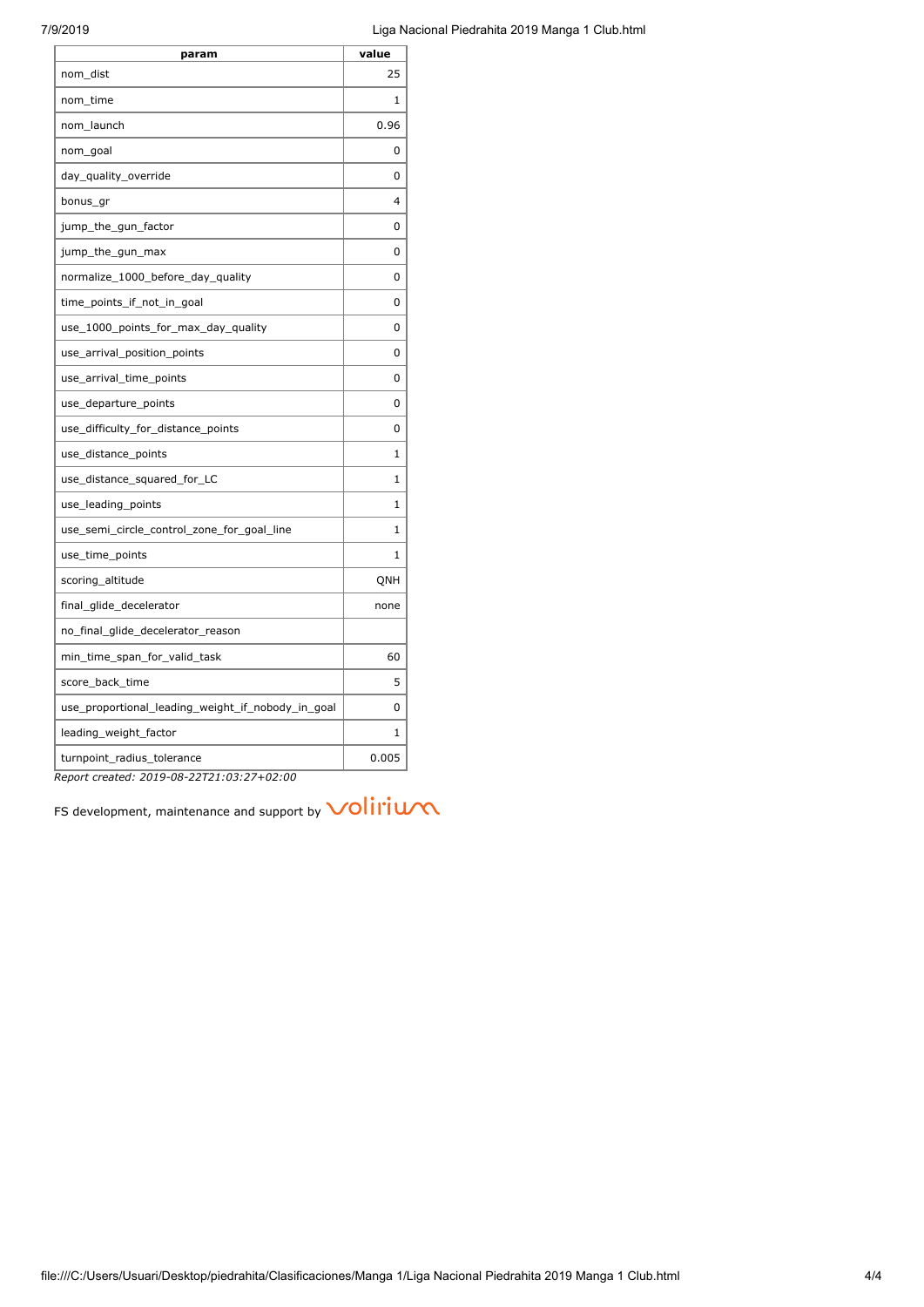| param | value |
|---|---|
| nom_dist | 25 |
| nom_time | 1 |
| nom_launch | 0.96 |
| nom_goal | 0 |
| day_quality_override | 0 |
| bonus_gr | 4 |
| jump_the_gun_factor | 0 |
| jump_the_gun_max | 0 |
| normalize_1000_before_day_quality | 0 |
| time_points_if_not_in_goal | 0 |
| use_1000_points_for_max_day_quality | 0 |
| use_arrival_position_points | 0 |
| use_arrival_time_points | 0 |
| use_departure_points | 0 |
| use_difficulty_for_distance_points | 0 |
| use_distance_points | 1 |
| use_distance_squared_for_LC | 1 |
| use_leading_points | 1 |
| use_semi_circle_control_zone_for_goal_line | 1 |
| use_time_points | 1 |
| scoring_altitude | QNH |
| final_glide_decelerator | none |
| no_final_glide_decelerator_reason | |
| min_time_span_for_valid_task | 60 |
| score_back_time | 5 |
| use_proportional_leading_weight_if_nobody_in_goal | 0 |
| leading_weight_factor | 1 |
| turnpoint_radius_tolerance | 0.005 |

*Report created: 2019-08-22T21:03:27+02:00*

FS development, maintenance and support by volirium